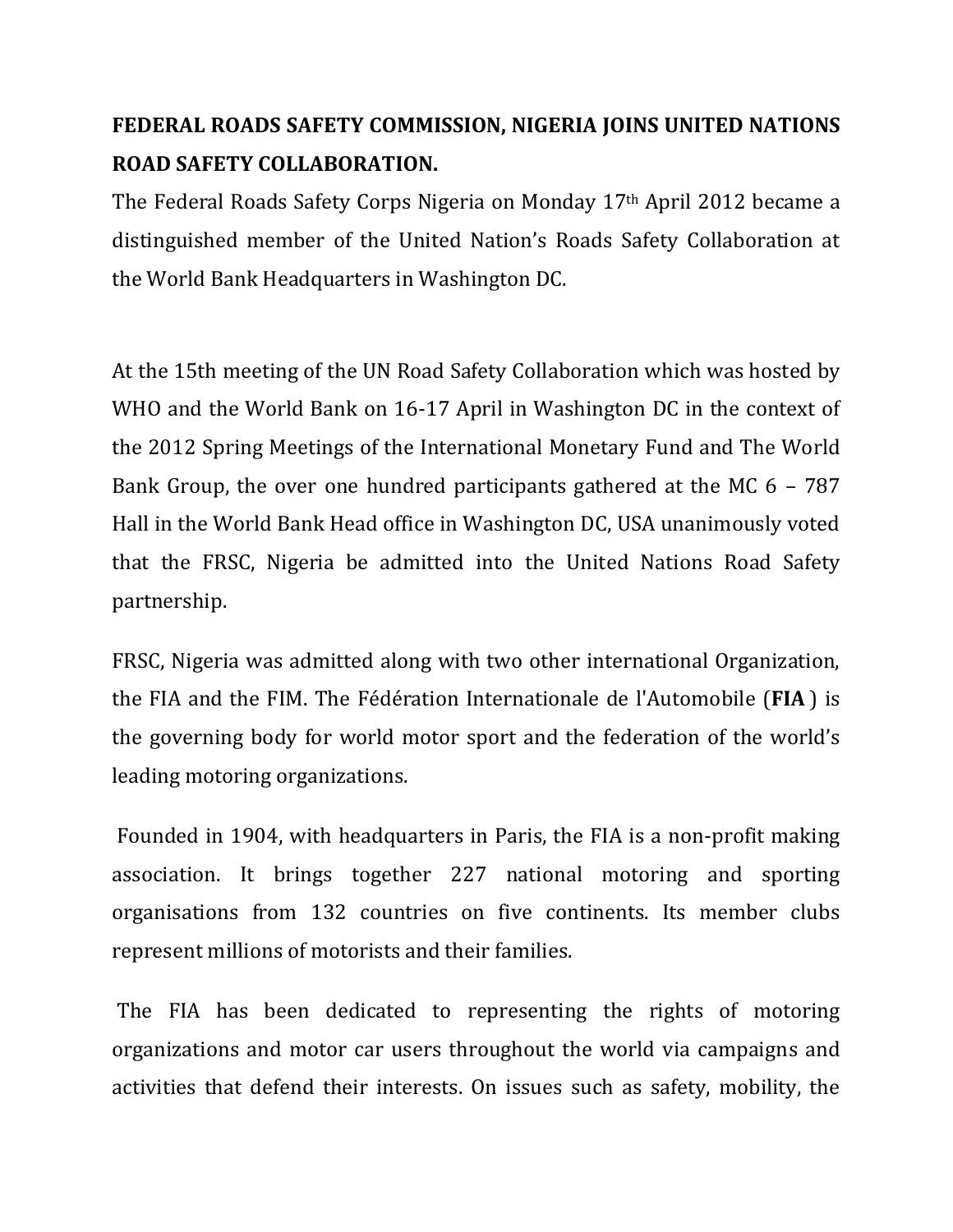**FEDERAL ROADS SAFETY COMMISSION, NIGERIA JOINS UNITED NATIONS ROAD SAFETY COLLABORATION.**

The Federal Roads Safety Corps Nigeria on Monday 17th April 2012 became a distinguished member of the United Nation's Roads Safety Collaboration at the World Bank Headquarters in Washington DC.

At the 15th meeting of the UN Road Safety Collaboration which was hosted by WHO and the World Bank on 16-17 April in Washington DC in the context of the 2012 Spring Meetings of the International Monetary Fund and The World Bank Group, the over one hundred participants gathered at the MC 6 – 787 Hall in the World Bank Head office in Washington DC, USA unanimously voted that the FRSC, Nigeria be admitted into the United Nations Road Safety partnership.

FRSC, Nigeria was admitted along with two other international Organization, the FIA and the FIM. The Fédération Internationale de l'Automobile (**FIA** ) is the governing body for world motor sport and the federation of the world's leading motoring organizations.

Founded in 1904, with headquarters in Paris, the FIA is a non-profit making association. It brings together 227 national motoring and sporting organisations from 132 countries on five continents. Its member clubs represent millions of motorists and their families.

The FIA has been dedicated to representing the rights of motoring organizations and motor car users throughout the world via campaigns and activities that defend their interests. On issues such as safety, mobility, the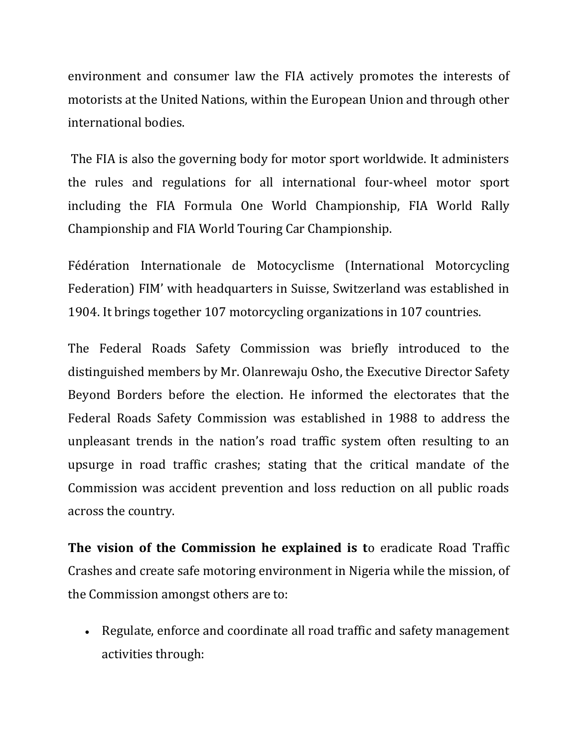environment and consumer law the FIA actively promotes the interests of motorists at the United Nations, within the European Union and through other international bodies.

The FIA is also the governing body for motor sport worldwide. It administers the rules and regulations for all international four-wheel motor sport including the FIA Formula One World Championship, FIA World Rally Championship and FIA World Touring Car Championship.

Fédération Internationale de Motocyclisme (International Motorcycling Federation) FIM' with headquarters in Suisse, Switzerland was established in 1904. It brings together 107 motorcycling organizations in 107 countries.

The Federal Roads Safety Commission was briefly introduced to the distinguished members by Mr. Olanrewaju Osho, the Executive Director Safety Beyond Borders before the election. He informed the electorates that the Federal Roads Safety Commission was established in 1988 to address the unpleasant trends in the nation's road traffic system often resulting to an upsurge in road traffic crashes; stating that the critical mandate of the Commission was accident prevention and loss reduction on all public roads across the country.

**The vision of the Commission he explained is t**o eradicate Road Traffic Crashes and create safe motoring environment in Nigeria while the mission, of the Commission amongst others are to:

- Regulate, enforce and coordinate all road traffic and safety management activities through: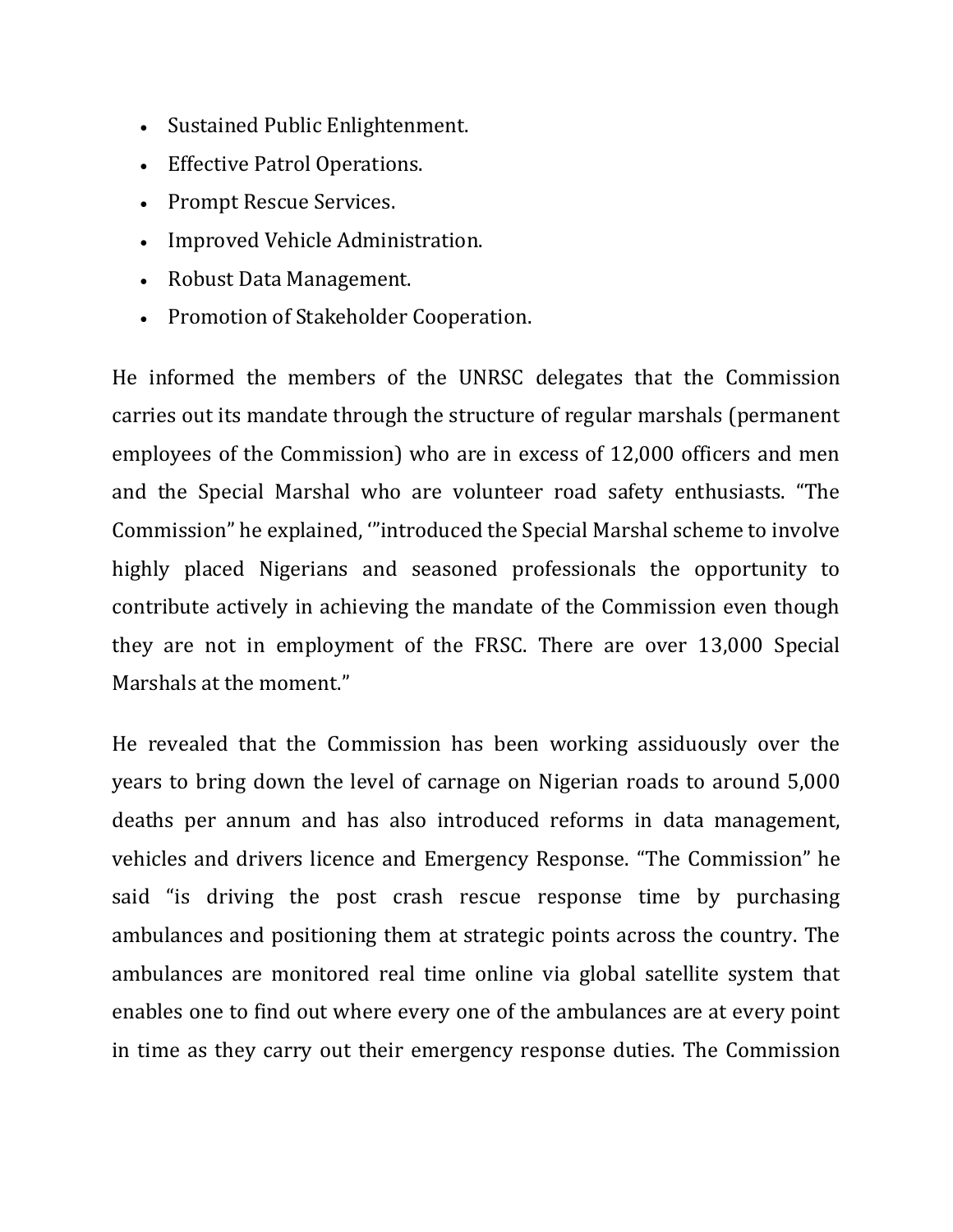- Sustained Public Enlightenment.
- Effective Patrol Operations.
- Prompt Rescue Services.
- Improved Vehicle Administration.
- Robust Data Management.
- Promotion of Stakeholder Cooperation.

He informed the members of the UNRSC delegates that the Commission carries out its mandate through the structure of regular marshals (permanent employees of the Commission) who are in excess of 12,000 officers and men and the Special Marshal who are volunteer road safety enthusiasts. "The Commission" he explained, '"introduced the Special Marshal scheme to involve highly placed Nigerians and seasoned professionals the opportunity to contribute actively in achieving the mandate of the Commission even though they are not in employment of the FRSC. There are over 13,000 Special Marshals at the moment."

He revealed that the Commission has been working assiduously over the years to bring down the level of carnage on Nigerian roads to around 5,000 deaths per annum and has also introduced reforms in data management, vehicles and drivers licence and Emergency Response. "The Commission" he said "is driving the post crash rescue response time by purchasing ambulances and positioning them at strategic points across the country. The ambulances are monitored real time online via global satellite system that enables one to find out where every one of the ambulances are at every point in time as they carry out their emergency response duties. The Commission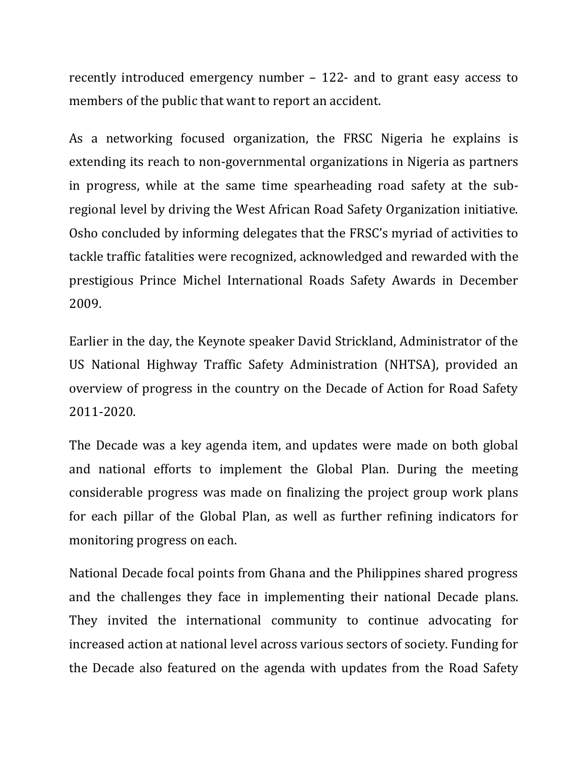recently introduced emergency number – 122- and to grant easy access to members of the public that want to report an accident.

As a networking focused organization, the FRSC Nigeria he explains is extending its reach to non-governmental organizations in Nigeria as partners in progress, while at the same time spearheading road safety at the sub-regional level by driving the West African Road Safety Organization initiative. Osho concluded by informing delegates that the FRSC's myriad of activities to tackle traffic fatalities were recognized, acknowledged and rewarded with the prestigious Prince Michel International Roads Safety Awards in December 2009.

Earlier in the day, the Keynote speaker David Strickland, Administrator of the US National Highway Traffic Safety Administration (NHTSA), provided an overview of progress in the country on the Decade of Action for Road Safety 2011-2020.

The Decade was a key agenda item, and updates were made on both global and national efforts to implement the Global Plan. During the meeting considerable progress was made on finalizing the project group work plans for each pillar of the Global Plan, as well as further refining indicators for monitoring progress on each.

National Decade focal points from Ghana and the Philippines shared progress and the challenges they face in implementing their national Decade plans. They invited the international community to continue advocating for increased action at national level across various sectors of society. Funding for the Decade also featured on the agenda with updates from the Road Safety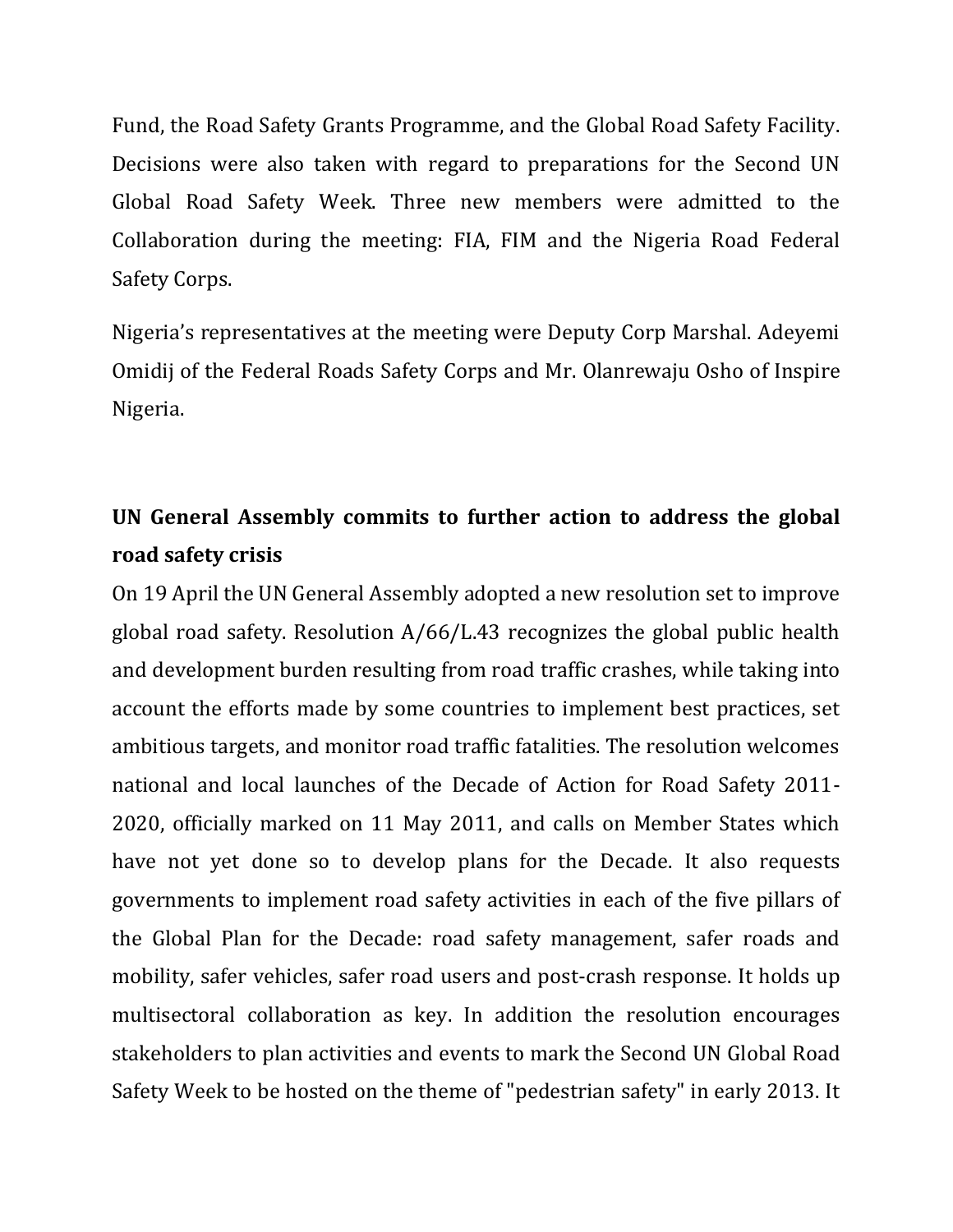Fund, the Road Safety Grants Programme, and the Global Road Safety Facility. Decisions were also taken with regard to preparations for the Second UN Global Road Safety Week. Three new members were admitted to the Collaboration during the meeting: FIA, FIM and the Nigeria Road Federal Safety Corps.

Nigeria's representatives at the meeting were Deputy Corp Marshal. Adeyemi Omidij of the Federal Roads Safety Corps and Mr. Olanrewaju Osho of Inspire Nigeria.

**UN General Assembly commits to further action to address the global road safety crisis**

On 19 April the UN General Assembly adopted a new resolution set to improve global road safety. Resolution A/66/L.43 recognizes the global public health and development burden resulting from road traffic crashes, while taking into account the efforts made by some countries to implement best practices, set ambitious targets, and monitor road traffic fatalities. The resolution welcomes national and local launches of the Decade of Action for Road Safety 2011-2020, officially marked on 11 May 2011, and calls on Member States which have not yet done so to develop plans for the Decade. It also requests governments to implement road safety activities in each of the five pillars of the Global Plan for the Decade: road safety management, safer roads and mobility, safer vehicles, safer road users and post-crash response. It holds up multisectoral collaboration as key. In addition the resolution encourages stakeholders to plan activities and events to mark the Second UN Global Road Safety Week to be hosted on the theme of "pedestrian safety" in early 2013. It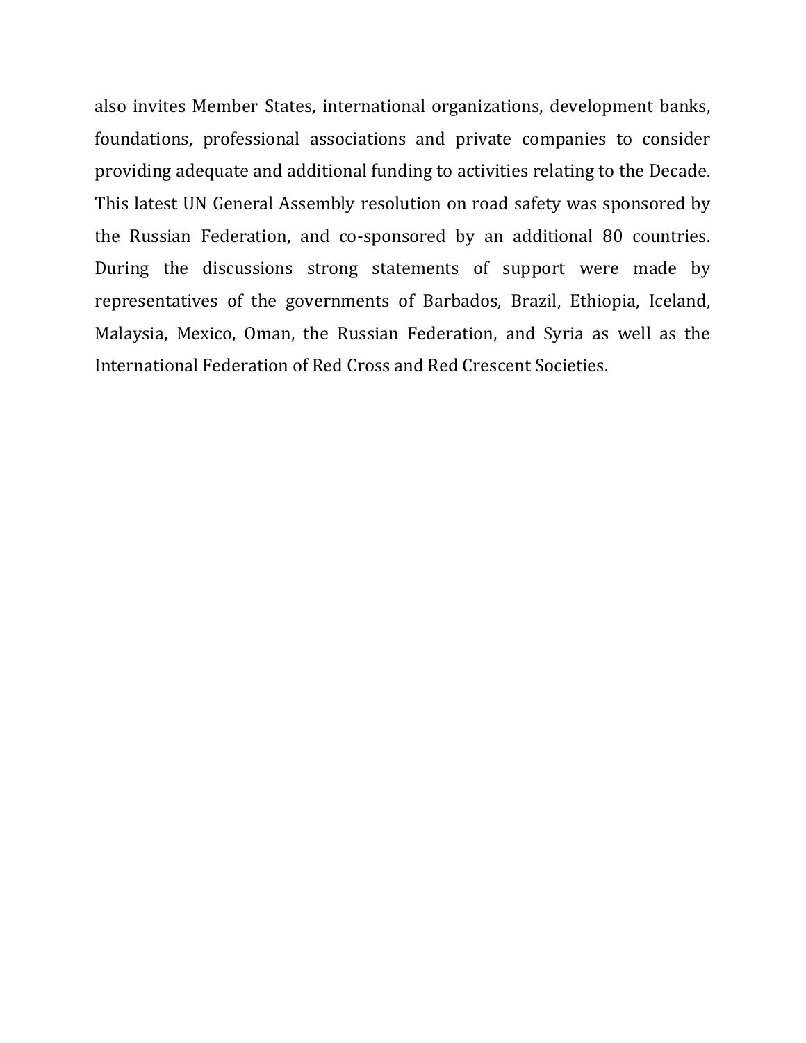also invites Member States, international organizations, development banks, foundations, professional associations and private companies to consider providing adequate and additional funding to activities relating to the Decade. This latest UN General Assembly resolution on road safety was sponsored by the Russian Federation, and co-sponsored by an additional 80 countries. During the discussions strong statements of support were made by representatives of the governments of Barbados, Brazil, Ethiopia, Iceland, Malaysia, Mexico, Oman, the Russian Federation, and Syria as well as the International Federation of Red Cross and Red Crescent Societies.